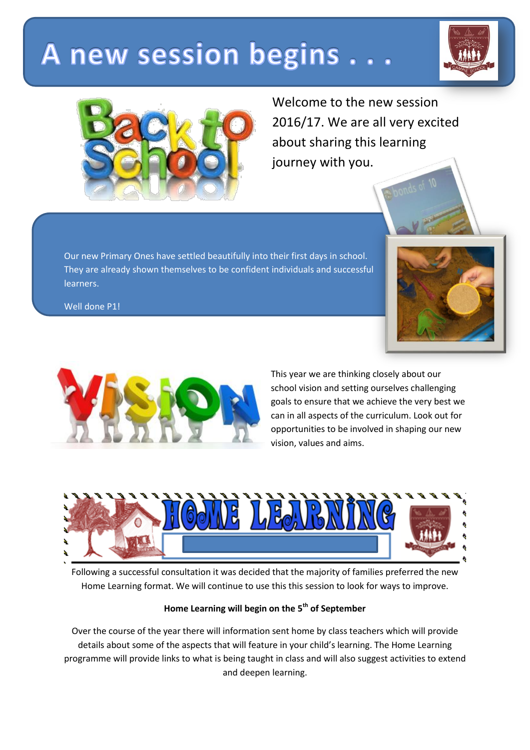# A new session begins . . .

Welcome to the new session 2016/17. We are all very excited about sharing this learning journey with you.

Our new Primary Ones have settled beautifully into their first days in school. They are already shown themselves to be confident individuals and successful learners.

Well done P1!

This year we are thinking closely about our school vision and setting ourselves challenging goals to ensure that we achieve the very best we can in all aspects of the curriculum. Look out for opportunities to be involved in shaping our new vision, values and aims.

## HOME LEARNING

Following a successful consultation it was decided that the majority of families preferred the new Home Learning format. We will continue to use this this session to look for ways to improve.

**Home Learning will begin on the 5th of September**

Over the course of the year there will information sent home by class teachers which will provide details about some of the aspects that will feature in your child's learning. The Home Learning programme will provide links to what is being taught in class and will also suggest activities to extend and deepen learning.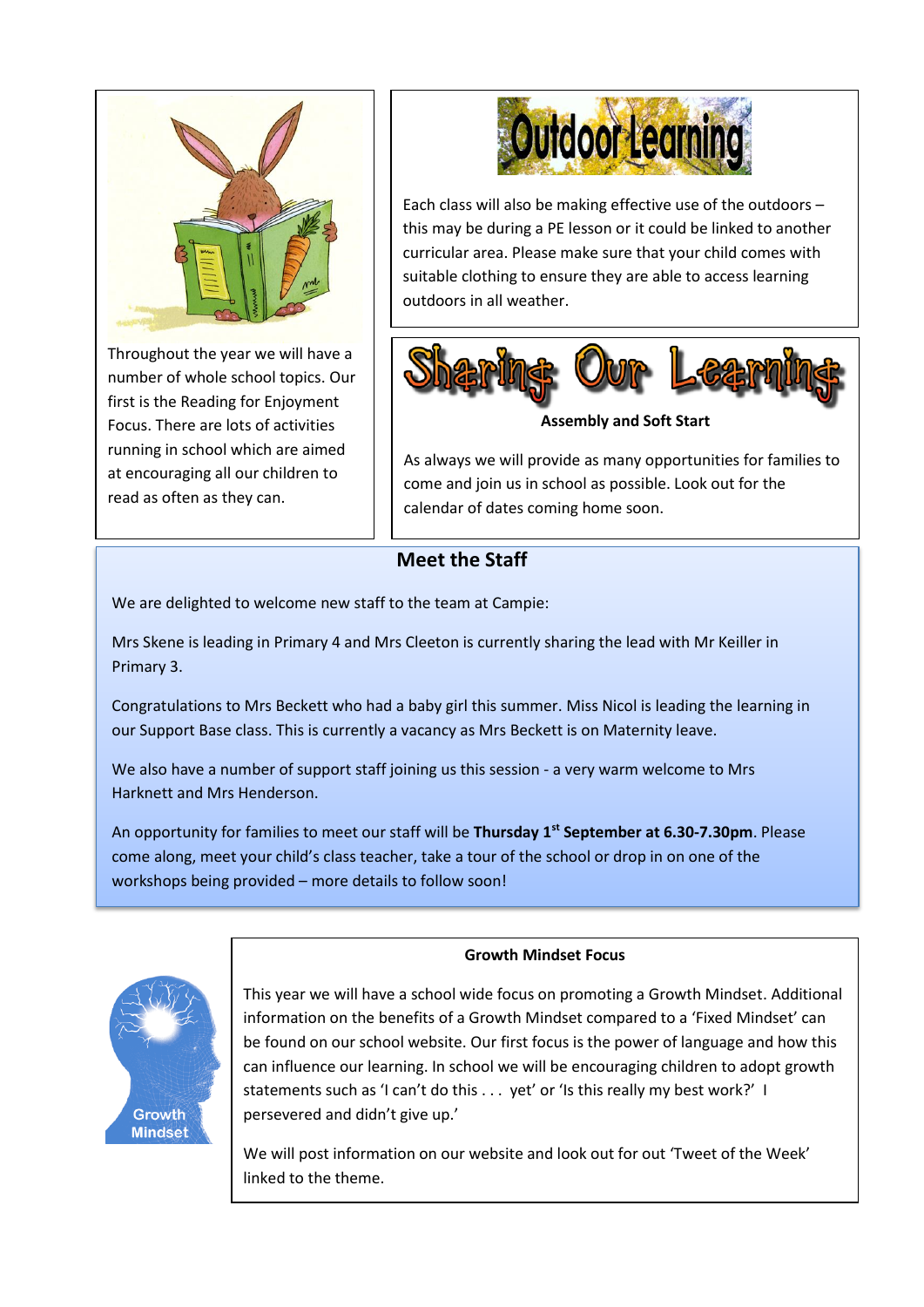Throughout the year we will have a number of whole school topics. Our first is the Reading for Enjoyment Focus. There are lots of activities running in school which are aimed at encouraging all our children to read as often as they can.

## Outdoor Learning

Each class will also be making effective use of the outdoors – this may be during a PE lesson or it could be linked to another curricular area. Please make sure that your child comes with suitable clothing to ensure they are able to access learning outdoors in all weather.

## Sharing Our Learning

**Assembly and Soft Start**

As always we will provide as many opportunities for families to come and join us in school as possible. Look out for the calendar of dates coming home soon.

## Meet the Staff

We are delighted to welcome new staff to the team at Campie:

Mrs Skene is leading in Primary 4 and Mrs Cleeton is currently sharing the lead with Mr Keiller in Primary 3.

Congratulations to Mrs Beckett who had a baby girl this summer. Miss Nicol is leading the learning in our Support Base class. This is currently a vacancy as Mrs Beckett is on Maternity leave.

We also have a number of support staff joining us this session - a very warm welcome to Mrs Harknett and Mrs Henderson.

An opportunity for families to meet our staff will be **Thursday 1st September at 6.30-7.30pm**. Please come along, meet your child's class teacher, take a tour of the school or drop in on one of the workshops being provided – more details to follow soon!

Growth Mindset

**Growth Mindset Focus**

This year we will have a school wide focus on promoting a Growth Mindset. Additional information on the benefits of a Growth Mindset compared to a 'Fixed Mindset' can be found on our school website. Our first focus is the power of language and how this can influence our learning. In school we will be encouraging children to adopt growth statements such as 'I can't do this . . . yet' or 'Is this really my best work?' I persevered and didn't give up.'

We will post information on our website and look out for out 'Tweet of the Week' linked to the theme.